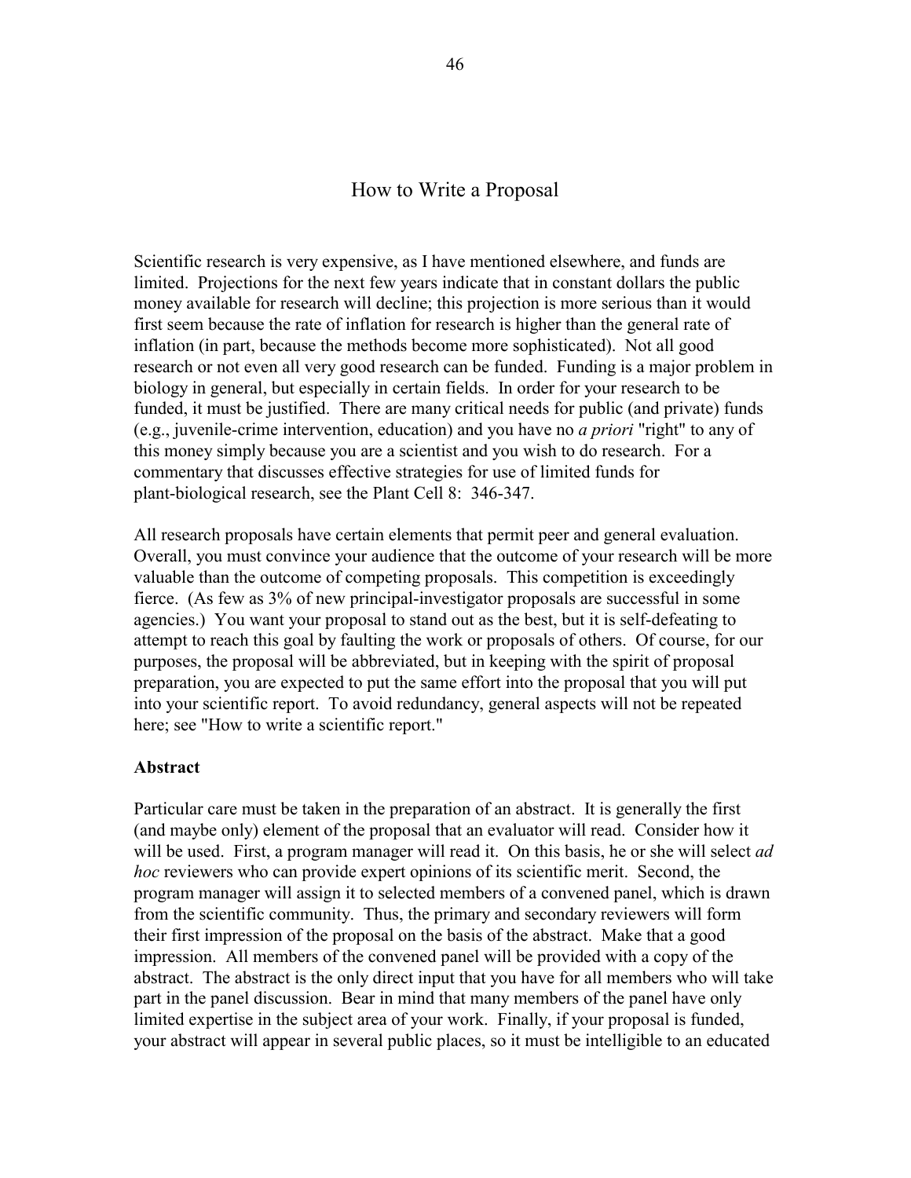# How to Write a Proposal

Scientific research is very expensive, as I have mentioned elsewhere, and funds are limited. Projections for the next few years indicate that in constant dollars the public money available for research will decline; this projection is more serious than it would first seem because the rate of inflation for research is higher than the general rate of inflation (in part, because the methods become more sophisticated). Not all good research or not even all very good research can be funded. Funding is a major problem in biology in general, but especially in certain fields. In order for your research to be funded, it must be justified. There are many critical needs for public (and private) funds (e.g., juvenile-crime intervention, education) and you have no *a priori* "right" to any of this money simply because you are a scientist and you wish to do research. For a commentary that discusses effective strategies for use of limited funds for plant-biological research, see the Plant Cell 8: 346-347.

All research proposals have certain elements that permit peer and general evaluation. Overall, you must convince your audience that the outcome of your research will be more valuable than the outcome of competing proposals. This competition is exceedingly fierce. (As few as 3% of new principal-investigator proposals are successful in some agencies.) You want your proposal to stand out as the best, but it is self-defeating to attempt to reach this goal by faulting the work or proposals of others. Of course, for our purposes, the proposal will be abbreviated, but in keeping with the spirit of proposal preparation, you are expected to put the same effort into the proposal that you will put into your scientific report. To avoid redundancy, general aspects will not be repeated here; see "How to write a scientific report."

**Abstract**

Particular care must be taken in the preparation of an abstract. It is generally the first (and maybe only) element of the proposal that an evaluator will read. Consider how it will be used. First, a program manager will read it. On this basis, he or she will select *ad hoc* reviewers who can provide expert opinions of its scientific merit. Second, the program manager will assign it to selected members of a convened panel, which is drawn from the scientific community. Thus, the primary and secondary reviewers will form their first impression of the proposal on the basis of the abstract. Make that a good impression. All members of the convened panel will be provided with a copy of the abstract. The abstract is the only direct input that you have for all members who will take part in the panel discussion. Bear in mind that many members of the panel have only limited expertise in the subject area of your work. Finally, if your proposal is funded, your abstract will appear in several public places, so it must be intelligible to an educated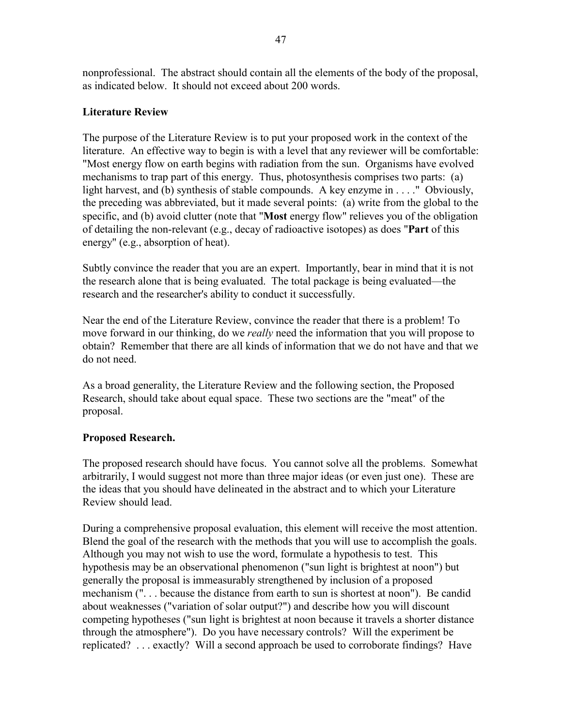nonprofessional. The abstract should contain all the elements of the body of the proposal, as indicated below. It should not exceed about 200 words.

### Literature Review

The purpose of the Literature Review is to put your proposed work in the context of the literature. An effective way to begin is with a level that any reviewer will be comfortable: "Most energy flow on earth begins with radiation from the sun. Organisms have evolved mechanisms to trap part of this energy. Thus, photosynthesis comprises two parts: (a) light harvest, and (b) synthesis of stable compounds. A key enzyme in . . . ." Obviously, the preceding was abbreviated, but it made several points: (a) write from the global to the specific, and (b) avoid clutter (note that "**Most** energy flow" relieves you of the obligation of detailing the non-relevant (e.g., decay of radioactive isotopes) as does "**Part** of this energy" (e.g., absorption of heat).

Subtly convince the reader that you are an expert. Importantly, bear in mind that it is not the research alone that is being evaluated. The total package is being evaluated—the research and the researcher's ability to conduct it successfully.

Near the end of the Literature Review, convince the reader that there is a problem! To move forward in our thinking, do we *really* need the information that you will propose to obtain? Remember that there are all kinds of information that we do not have and that we do not need.

As a broad generality, the Literature Review and the following section, the Proposed Research, should take about equal space. These two sections are the "meat" of the proposal.

### Proposed Research.

The proposed research should have focus. You cannot solve all the problems. Somewhat arbitrarily, I would suggest not more than three major ideas (or even just one). These are the ideas that you should have delineated in the abstract and to which your Literature Review should lead.

During a comprehensive proposal evaluation, this element will receive the most attention. Blend the goal of the research with the methods that you will use to accomplish the goals. Although you may not wish to use the word, formulate a hypothesis to test. This hypothesis may be an observational phenomenon ("sun light is brightest at noon") but generally the proposal is immeasurably strengthened by inclusion of a proposed mechanism (". . . because the distance from earth to sun is shortest at noon"). Be candid about weaknesses ("variation of solar output?") and describe how you will discount competing hypotheses ("sun light is brightest at noon because it travels a shorter distance through the atmosphere"). Do you have necessary controls? Will the experiment be replicated? . . . exactly? Will a second approach be used to corroborate findings? Have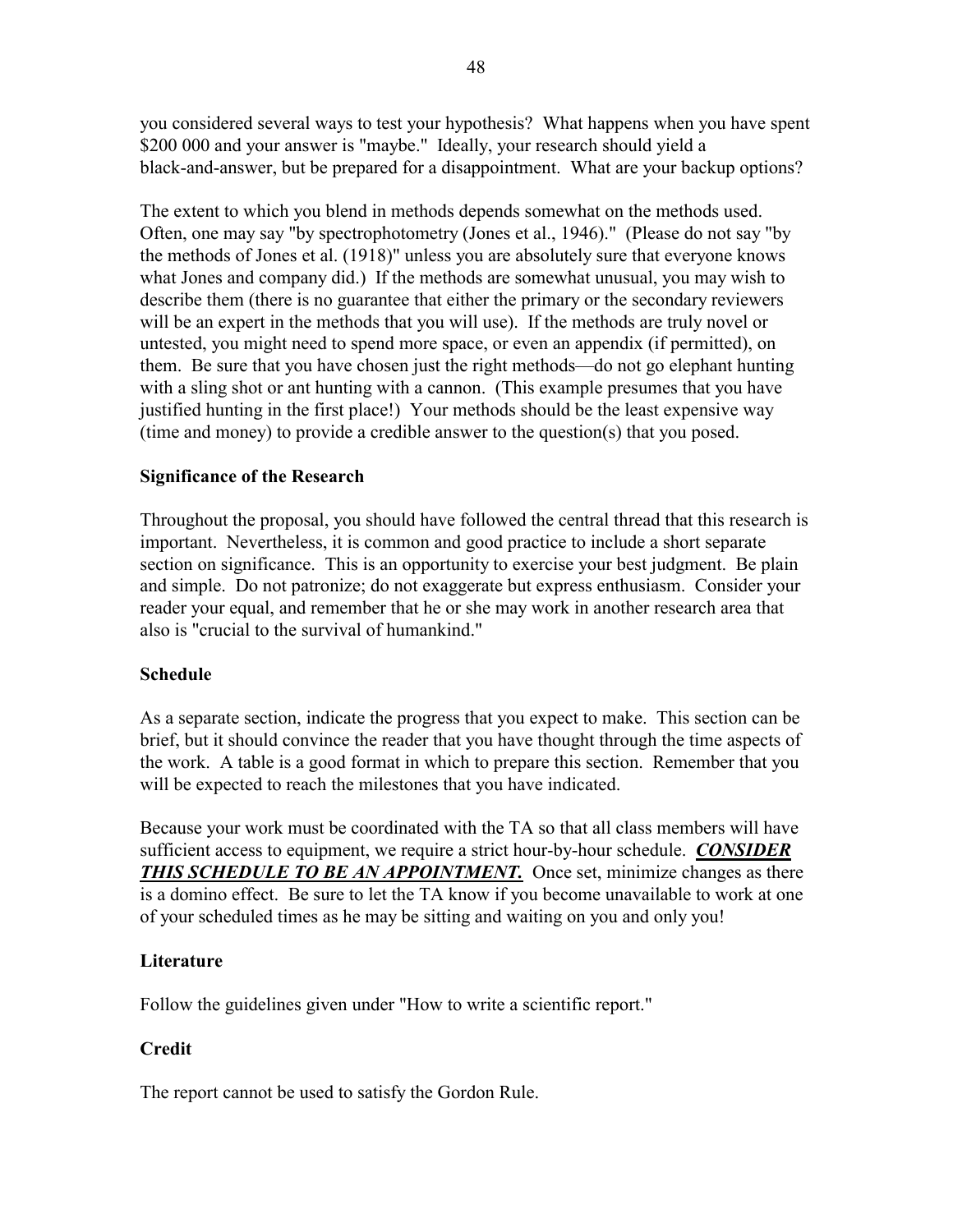you considered several ways to test your hypothesis? What happens when you have spent $200 000 and your answer is "maybe." Ideally, your research should yield a black-and-answer, but be prepared for a disappointment. What are your backup options?

The extent to which you blend in methods depends somewhat on the methods used. Often, one may say "by spectrophotometry (Jones et al., 1946)." (Please do not say "by the methods of Jones et al. (1918)" unless you are absolutely sure that everyone knows what Jones and company did.) If the methods are somewhat unusual, you may wish to describe them (there is no guarantee that either the primary or the secondary reviewers will be an expert in the methods that you will use). If the methods are truly novel or untested, you might need to spend more space, or even an appendix (if permitted), on them. Be sure that you have chosen just the right methods—do not go elephant hunting with a sling shot or ant hunting with a cannon. (This example presumes that you have justified hunting in the first place!) Your methods should be the least expensive way (time and money) to provide a credible answer to the question(s) that you posed.

**Significance of the Research**

Throughout the proposal, you should have followed the central thread that this research is important. Nevertheless, it is common and good practice to include a short separate section on significance. This is an opportunity to exercise your best judgment. Be plain and simple. Do not patronize; do not exaggerate but express enthusiasm. Consider your reader your equal, and remember that he or she may work in another research area that also is "crucial to the survival of humankind."

**Schedule**

As a separate section, indicate the progress that you expect to make. This section can be brief, but it should convince the reader that you have thought through the time aspects of the work. A table is a good format in which to prepare this section. Remember that you will be expected to reach the milestones that you have indicated.

Because your work must be coordinated with the TA so that all class members will have sufficient access to equipment, we require a strict hour-by-hour schedule. <u>***CONSIDER THIS SCHEDULE TO BE AN APPOINTMENT.***</u> Once set, minimize changes as there is a domino effect. Be sure to let the TA know if you become unavailable to work at one of your scheduled times as he may be sitting and waiting on you and only you!

**Literature**

Follow the guidelines given under "How to write a scientific report."

**Credit**

The report cannot be used to satisfy the Gordon Rule.